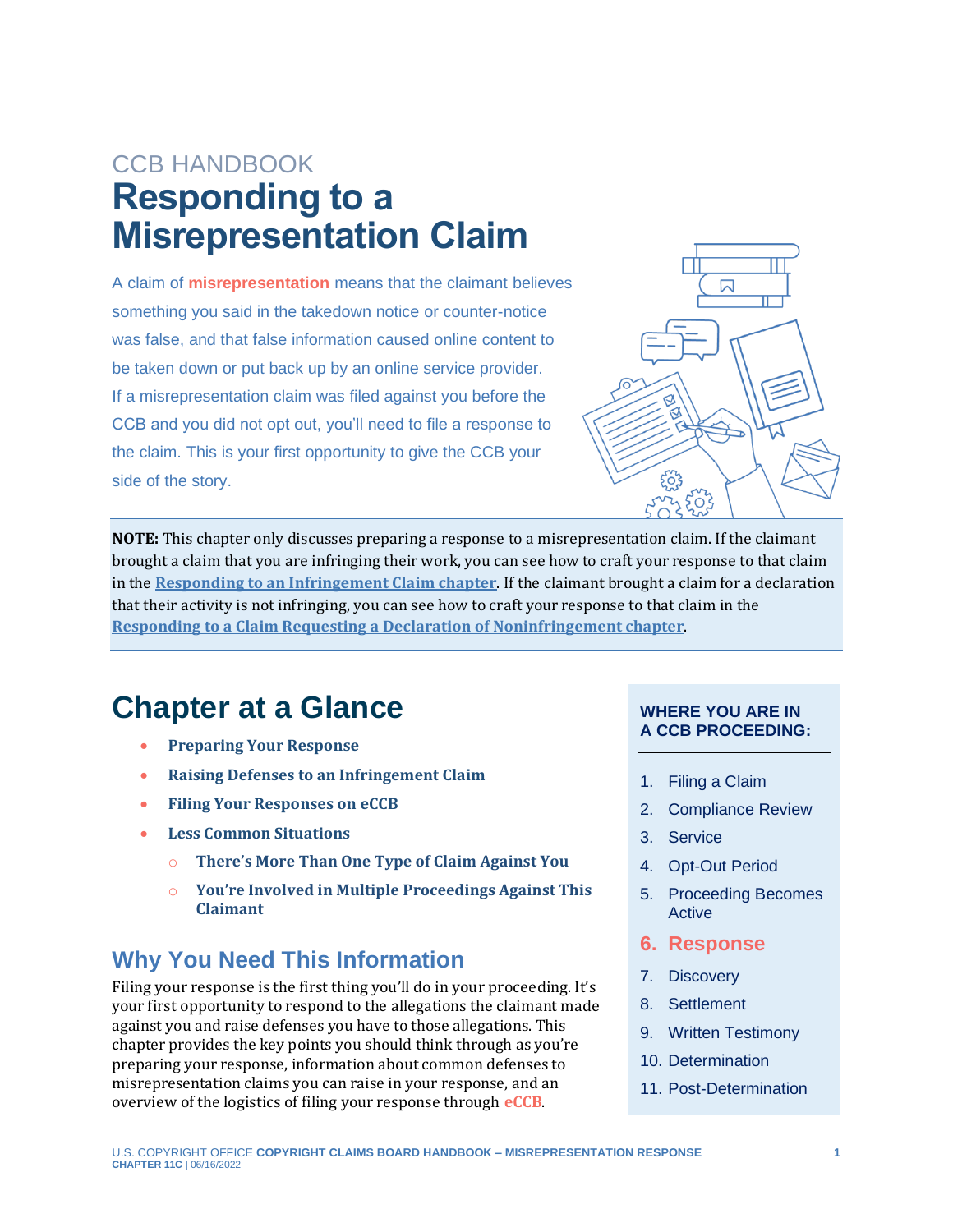CCB HANDBOOK

# Responding to a Misrepresentation Claim

A claim of **misrepresentation** means that the claimant believes something you said in the takedown notice or counter-notice was false, and that false information caused online content to be taken down or put back up by an online service provider. If a misrepresentation claim was filed against you before the CCB and you did not opt out, you'll need to file a response to the claim. This is your first opportunity to give the CCB your side of the story.

**NOTE:** This chapter only discusses preparing a response to a misrepresentation claim. If the claimant brought a claim that you are infringing their work, you can see how to craft your response to that claim in the **Responding to an Infringement Claim chapter**. If the claimant brought a claim for a declaration that their activity is not infringing, you can see how to craft your response to that claim in the **Responding to a Claim Requesting a Declaration of Noninfringement chapter**.

## Chapter at a Glance

- **Preparing Your Response**
- **Raising Defenses to an Infringement Claim**
- **Filing Your Responses on eCCB**
- **Less Common Situations**
  - **There's More Than One Type of Claim Against You**
  - **You're Involved in Multiple Proceedings Against This Claimant**

**WHERE YOU ARE IN A CCB PROCEEDING:**

1. Filing a Claim
2. Compliance Review
3. Service
4. Opt-Out Period
5. Proceeding Becomes Active
6. **Response**
7. Discovery
8. Settlement
9. Written Testimony
10. Determination
11. Post-Determination

## Why You Need This Information

Filing your response is the first thing you'll do in your proceeding. It's your first opportunity to respond to the allegations the claimant made against you and raise defenses you have to those allegations. This chapter provides the key points you should think through as you're preparing your response, information about common defenses to misrepresentation claims you can raise in your response, and an overview of the logistics of filing your response through **eCCB**.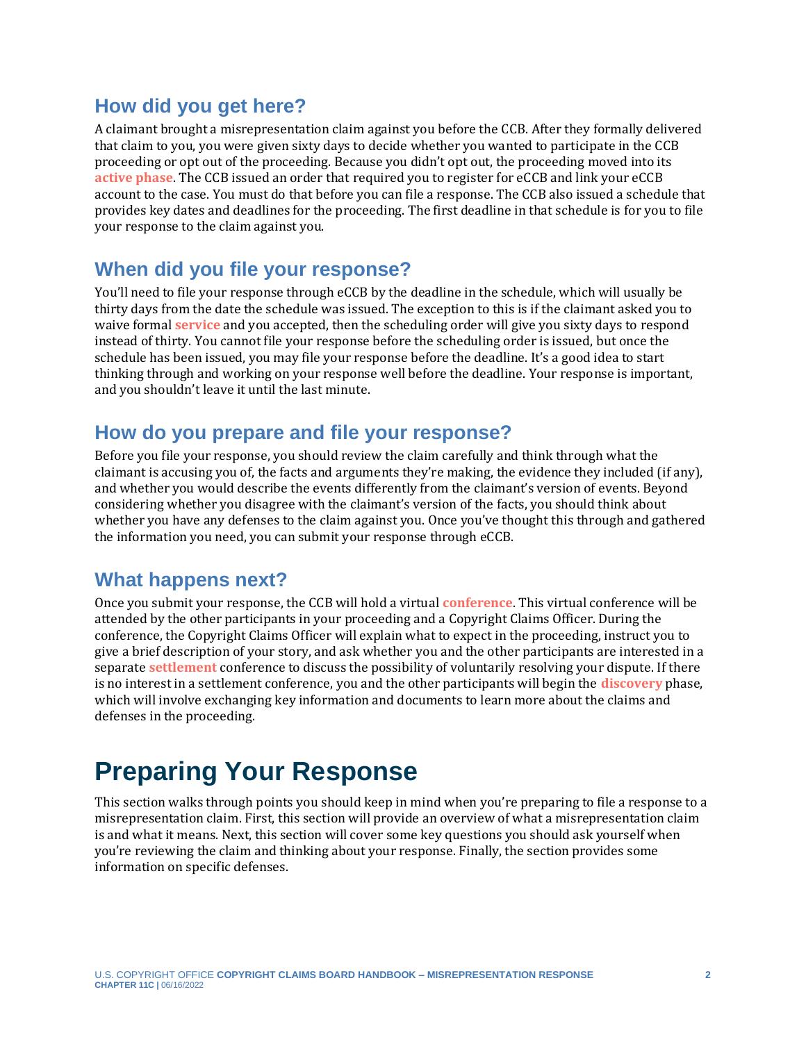## How did you get here?

A claimant brought a misrepresentation claim against you before the CCB. After they formally delivered that claim to you, you were given sixty days to decide whether you wanted to participate in the CCB proceeding or opt out of the proceeding. Because you didn't opt out, the proceeding moved into its **active phase**. The CCB issued an order that required you to register for eCCB and link your eCCB account to the case. You must do that before you can file a response. The CCB also issued a schedule that provides key dates and deadlines for the proceeding. The first deadline in that schedule is for you to file your response to the claim against you.

## When did you file your response?

You'll need to file your response through eCCB by the deadline in the schedule, which will usually be thirty days from the date the schedule was issued. The exception to this is if the claimant asked you to waive formal **service** and you accepted, then the scheduling order will give you sixty days to respond instead of thirty. You cannot file your response before the scheduling order is issued, but once the schedule has been issued, you may file your response before the deadline. It's a good idea to start thinking through and working on your response well before the deadline. Your response is important, and you shouldn't leave it until the last minute.

## How do you prepare and file your response?

Before you file your response, you should review the claim carefully and think through what the claimant is accusing you of, the facts and arguments they're making, the evidence they included (if any), and whether you would describe the events differently from the claimant's version of events. Beyond considering whether you disagree with the claimant's version of the facts, you should think about whether you have any defenses to the claim against you. Once you've thought this through and gathered the information you need, you can submit your response through eCCB.

## What happens next?

Once you submit your response, the CCB will hold a virtual **conference**. This virtual conference will be attended by the other participants in your proceeding and a Copyright Claims Officer. During the conference, the Copyright Claims Officer will explain what to expect in the proceeding, instruct you to give a brief description of your story, and ask whether you and the other participants are interested in a separate **settlement** conference to discuss the possibility of voluntarily resolving your dispute. If there is no interest in a settlement conference, you and the other participants will begin the **discovery** phase, which will involve exchanging key information and documents to learn more about the claims and defenses in the proceeding.

# Preparing Your Response

This section walks through points you should keep in mind when you're preparing to file a response to a misrepresentation claim. First, this section will provide an overview of what a misrepresentation claim is and what it means. Next, this section will cover some key questions you should ask yourself when you're reviewing the claim and thinking about your response. Finally, the section provides some information on specific defenses.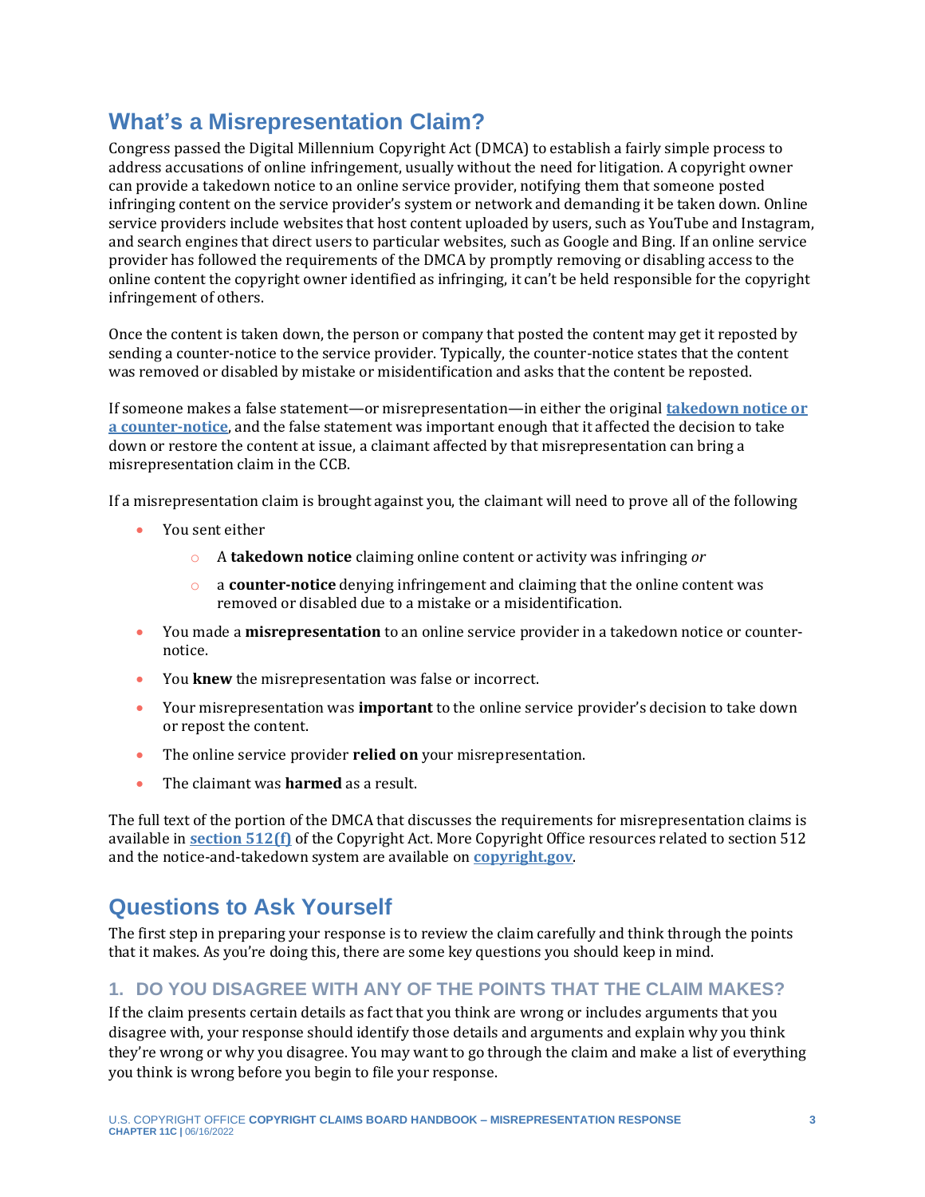## What's a Misrepresentation Claim?

Congress passed the Digital Millennium Copyright Act (DMCA) to establish a fairly simple process to address accusations of online infringement, usually without the need for litigation. A copyright owner can provide a takedown notice to an online service provider, notifying them that someone posted infringing content on the service provider's system or network and demanding it be taken down. Online service providers include websites that host content uploaded by users, such as YouTube and Instagram, and search engines that direct users to particular websites, such as Google and Bing. If an online service provider has followed the requirements of the DMCA by promptly removing or disabling access to the online content the copyright owner identified as infringing, it can't be held responsible for the copyright infringement of others.

Once the content is taken down, the person or company that posted the content may get it reposted by sending a counter-notice to the service provider. Typically, the counter-notice states that the content was removed or disabled by mistake or misidentification and asks that the content be reposted.

If someone makes a false statement—or misrepresentation—in either the original **takedown notice or a counter-notice**, and the false statement was important enough that it affected the decision to take down or restore the content at issue, a claimant affected by that misrepresentation can bring a misrepresentation claim in the CCB.

If a misrepresentation claim is brought against you, the claimant will need to prove all of the following

- You sent either
  - A **takedown notice** claiming online content or activity was infringing *or*
  - a **counter-notice** denying infringement and claiming that the online content was removed or disabled due to a mistake or a misidentification.
- You made a **misrepresentation** to an online service provider in a takedown notice or counter-notice.
- You **knew** the misrepresentation was false or incorrect.
- Your misrepresentation was **important** to the online service provider's decision to take down or repost the content.
- The online service provider **relied on** your misrepresentation.
- The claimant was **harmed** as a result.

The full text of the portion of the DMCA that discusses the requirements for misrepresentation claims is available in **section 512(f)** of the Copyright Act. More Copyright Office resources related to section 512 and the notice-and-takedown system are available on **copyright.gov**.

## Questions to Ask Yourself

The first step in preparing your response is to review the claim carefully and think through the points that it makes. As you're doing this, there are some key questions you should keep in mind.

### 1. DO YOU DISAGREE WITH ANY OF THE POINTS THAT THE CLAIM MAKES?

If the claim presents certain details as fact that you think are wrong or includes arguments that you disagree with, your response should identify those details and arguments and explain why you think they're wrong or why you disagree. You may want to go through the claim and make a list of everything you think is wrong before you begin to file your response.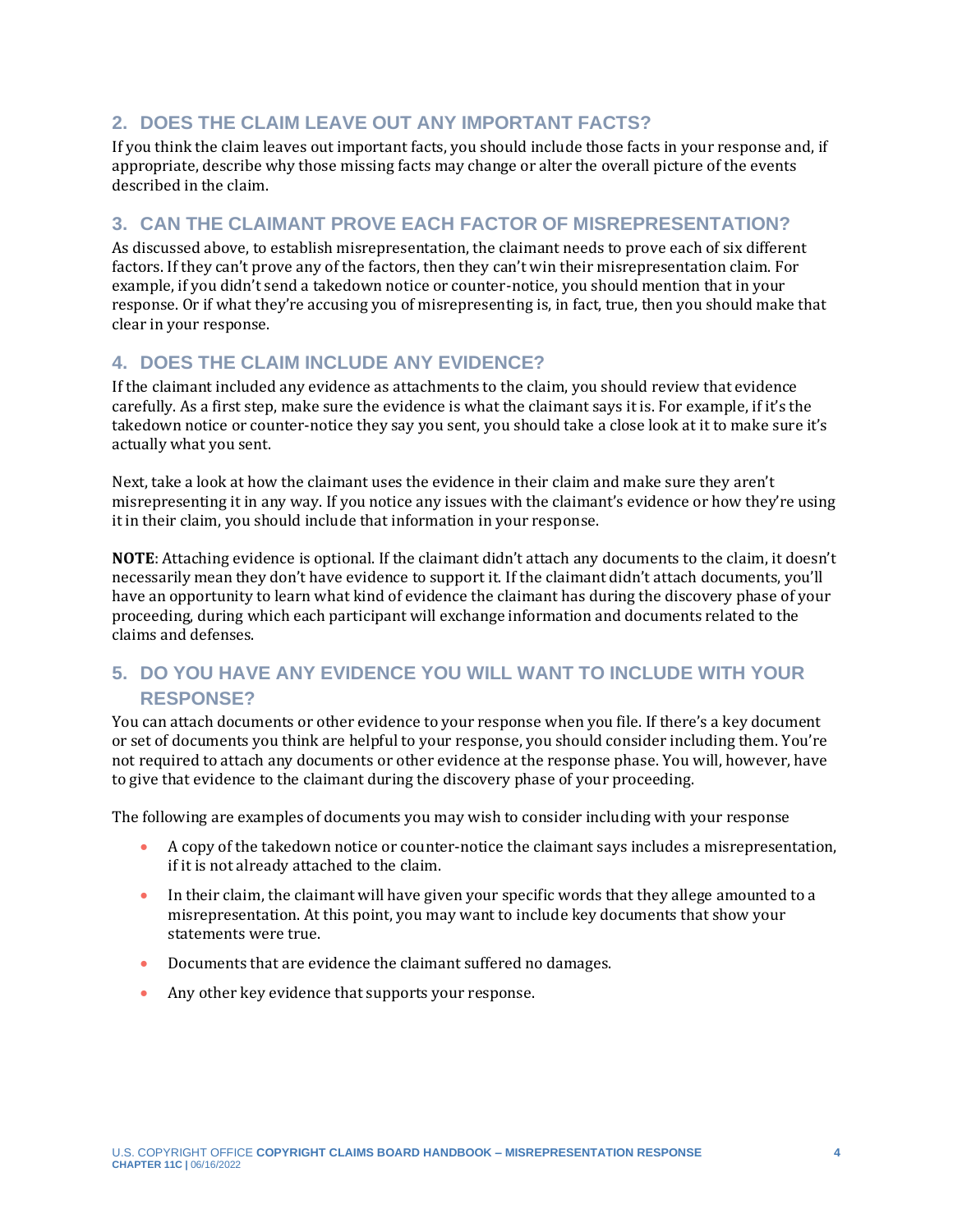## 2. DOES THE CLAIM LEAVE OUT ANY IMPORTANT FACTS?

If you think the claim leaves out important facts, you should include those facts in your response and, if appropriate, describe why those missing facts may change or alter the overall picture of the events described in the claim.

## 3. CAN THE CLAIMANT PROVE EACH FACTOR OF MISREPRESENTATION?

As discussed above, to establish misrepresentation, the claimant needs to prove each of six different factors. If they can't prove any of the factors, then they can't win their misrepresentation claim. For example, if you didn't send a takedown notice or counter-notice, you should mention that in your response. Or if what they're accusing you of misrepresenting is, in fact, true, then you should make that clear in your response.

## 4. DOES THE CLAIM INCLUDE ANY EVIDENCE?

If the claimant included any evidence as attachments to the claim, you should review that evidence carefully. As a first step, make sure the evidence is what the claimant says it is. For example, if it's the takedown notice or counter-notice they say you sent, you should take a close look at it to make sure it's actually what you sent.

Next, take a look at how the claimant uses the evidence in their claim and make sure they aren't misrepresenting it in any way. If you notice any issues with the claimant's evidence or how they're using it in their claim, you should include that information in your response.

**NOTE**: Attaching evidence is optional. If the claimant didn't attach any documents to the claim, it doesn't necessarily mean they don't have evidence to support it. If the claimant didn't attach documents, you'll have an opportunity to learn what kind of evidence the claimant has during the discovery phase of your proceeding, during which each participant will exchange information and documents related to the claims and defenses.

## 5. DO YOU HAVE ANY EVIDENCE YOU WILL WANT TO INCLUDE WITH YOUR RESPONSE?

You can attach documents or other evidence to your response when you file. If there's a key document or set of documents you think are helpful to your response, you should consider including them. You're not required to attach any documents or other evidence at the response phase. You will, however, have to give that evidence to the claimant during the discovery phase of your proceeding.

The following are examples of documents you may wish to consider including with your response

- A copy of the takedown notice or counter-notice the claimant says includes a misrepresentation, if it is not already attached to the claim.
- In their claim, the claimant will have given your specific words that they allege amounted to a misrepresentation. At this point, you may want to include key documents that show your statements were true.
- Documents that are evidence the claimant suffered no damages.
- Any other key evidence that supports your response.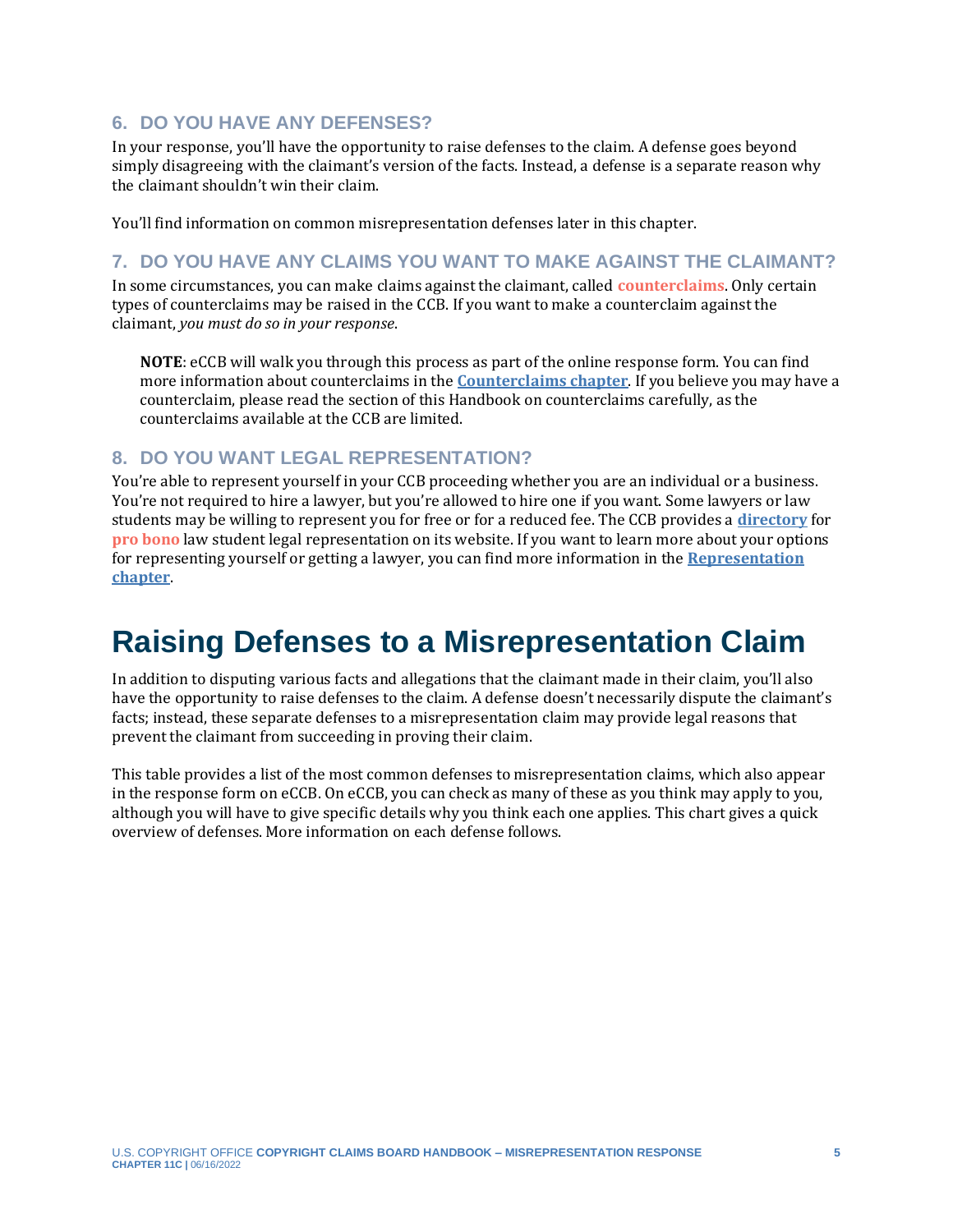### 6. DO YOU HAVE ANY DEFENSES?

In your response, you'll have the opportunity to raise defenses to the claim. A defense goes beyond simply disagreeing with the claimant's version of the facts. Instead, a defense is a separate reason why the claimant shouldn't win their claim.

You'll find information on common misrepresentation defenses later in this chapter.

### 7. DO YOU HAVE ANY CLAIMS YOU WANT TO MAKE AGAINST THE CLAIMANT?

In some circumstances, you can make claims against the claimant, called **counterclaims**. Only certain types of counterclaims may be raised in the CCB. If you want to make a counterclaim against the claimant, *you must do so in your response*.

> **NOTE**: eCCB will walk you through this process as part of the online response form. You can find more information about counterclaims in the **Counterclaims chapter**. If you believe you may have a counterclaim, please read the section of this Handbook on counterclaims carefully, as the counterclaims available at the CCB are limited.

### 8. DO YOU WANT LEGAL REPRESENTATION?

You're able to represent yourself in your CCB proceeding whether you are an individual or a business. You're not required to hire a lawyer, but you're allowed to hire one if you want. Some lawyers or law students may be willing to represent you for free or for a reduced fee. The CCB provides a **directory** for **pro bono** law student legal representation on its website. If you want to learn more about your options for representing yourself or getting a lawyer, you can find more information in the **Representation chapter**.

# Raising Defenses to a Misrepresentation Claim

In addition to disputing various facts and allegations that the claimant made in their claim, you'll also have the opportunity to raise defenses to the claim. A defense doesn't necessarily dispute the claimant's facts; instead, these separate defenses to a misrepresentation claim may provide legal reasons that prevent the claimant from succeeding in proving their claim.

This table provides a list of the most common defenses to misrepresentation claims, which also appear in the response form on eCCB. On eCCB, you can check as many of these as you think may apply to you, although you will have to give specific details why you think each one applies. This chart gives a quick overview of defenses. More information on each defense follows.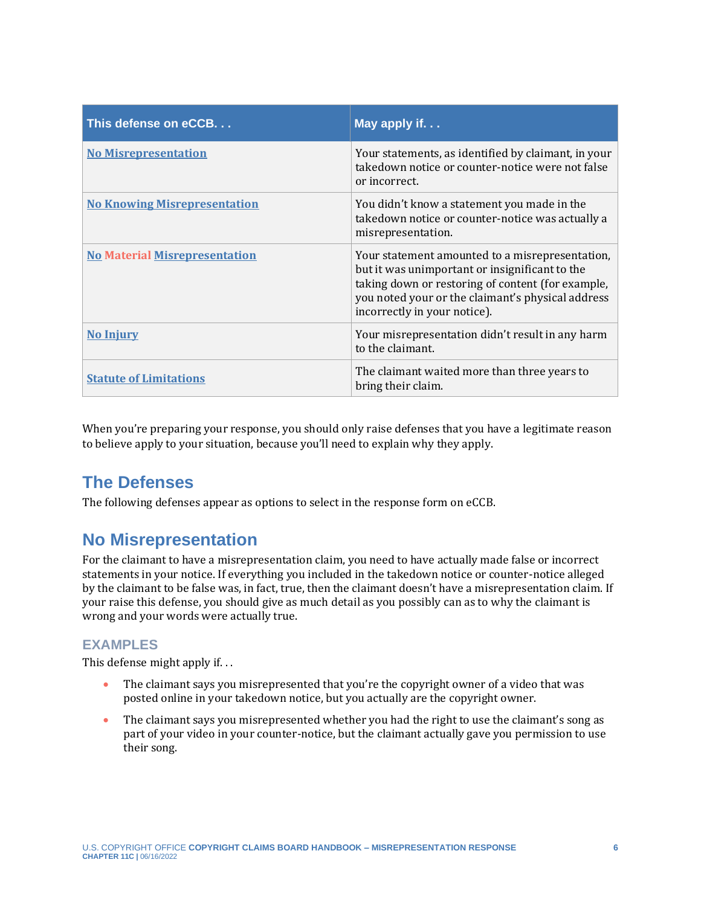| This defense on eCCB. . . | May apply if. . . |
|---|---|
| No Misrepresentation | Your statements, as identified by claimant, in your takedown notice or counter-notice were not false or incorrect. |
| No Knowing Misrepresentation | You didn't know a statement you made in the takedown notice or counter-notice was actually a misrepresentation. |
| No Material Misrepresentation | Your statement amounted to a misrepresentation, but it was unimportant or insignificant to the taking down or restoring of content (for example, you noted your or the claimant's physical address incorrectly in your notice). |
| No Injury | Your misrepresentation didn't result in any harm to the claimant. |
| Statute of Limitations | The claimant waited more than three years to bring their claim. |

When you're preparing your response, you should only raise defenses that you have a legitimate reason to believe apply to your situation, because you'll need to explain why they apply.

## The Defenses

The following defenses appear as options to select in the response form on eCCB.

## No Misrepresentation

For the claimant to have a misrepresentation claim, you need to have actually made false or incorrect statements in your notice. If everything you included in the takedown notice or counter-notice alleged by the claimant to be false was, in fact, true, then the claimant doesn't have a misrepresentation claim. If your raise this defense, you should give as much detail as you possibly can as to why the claimant is wrong and your words were actually true.

### EXAMPLES

This defense might apply if. . .

- The claimant says you misrepresented that you're the copyright owner of a video that was posted online in your takedown notice, but you actually are the copyright owner.
- The claimant says you misrepresented whether you had the right to use the claimant's song as part of your video in your counter-notice, but the claimant actually gave you permission to use their song.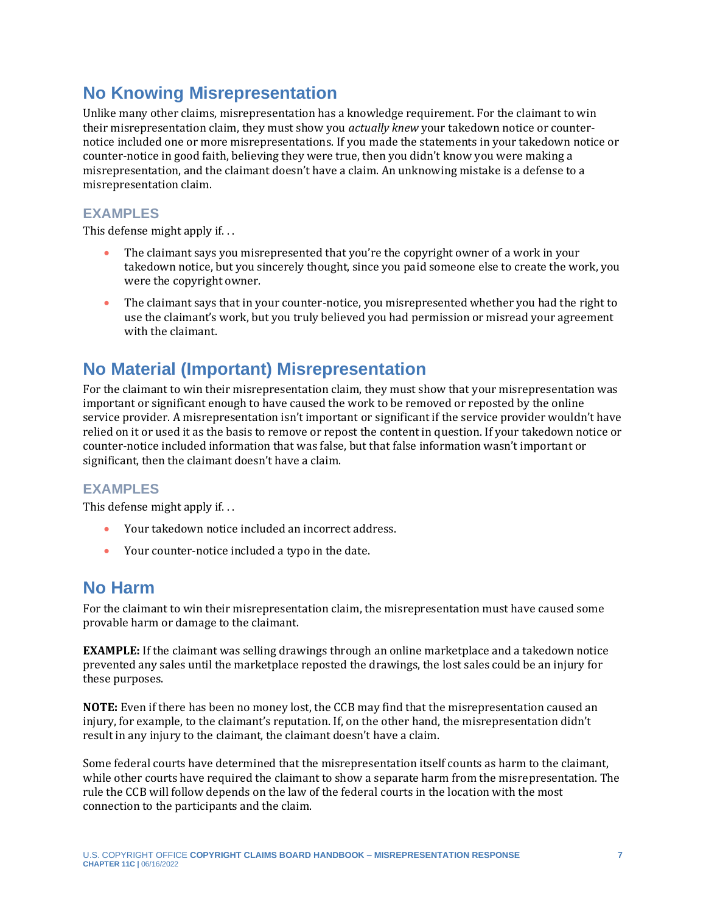## No Knowing Misrepresentation

Unlike many other claims, misrepresentation has a knowledge requirement. For the claimant to win their misrepresentation claim, they must show you *actually knew* your takedown notice or counter-notice included one or more misrepresentations. If you made the statements in your takedown notice or counter-notice in good faith, believing they were true, then you didn't know you were making a misrepresentation, and the claimant doesn't have a claim. An unknowing mistake is a defense to a misrepresentation claim.

### EXAMPLES

This defense might apply if. . .

- The claimant says you misrepresented that you're the copyright owner of a work in your takedown notice, but you sincerely thought, since you paid someone else to create the work, you were the copyright owner.
- The claimant says that in your counter-notice, you misrepresented whether you had the right to use the claimant's work, but you truly believed you had permission or misread your agreement with the claimant.

## No Material (Important) Misrepresentation

For the claimant to win their misrepresentation claim, they must show that your misrepresentation was important or significant enough to have caused the work to be removed or reposted by the online service provider. A misrepresentation isn't important or significant if the service provider wouldn't have relied on it or used it as the basis to remove or repost the content in question. If your takedown notice or counter-notice included information that was false, but that false information wasn't important or significant, then the claimant doesn't have a claim.

### EXAMPLES

This defense might apply if. . .

- Your takedown notice included an incorrect address.
- Your counter-notice included a typo in the date.

## No Harm

For the claimant to win their misrepresentation claim, the misrepresentation must have caused some provable harm or damage to the claimant.

**EXAMPLE:** If the claimant was selling drawings through an online marketplace and a takedown notice prevented any sales until the marketplace reposted the drawings, the lost sales could be an injury for these purposes.

**NOTE:** Even if there has been no money lost, the CCB may find that the misrepresentation caused an injury, for example, to the claimant's reputation. If, on the other hand, the misrepresentation didn't result in any injury to the claimant, the claimant doesn't have a claim.

Some federal courts have determined that the misrepresentation itself counts as harm to the claimant, while other courts have required the claimant to show a separate harm from the misrepresentation. The rule the CCB will follow depends on the law of the federal courts in the location with the most connection to the participants and the claim.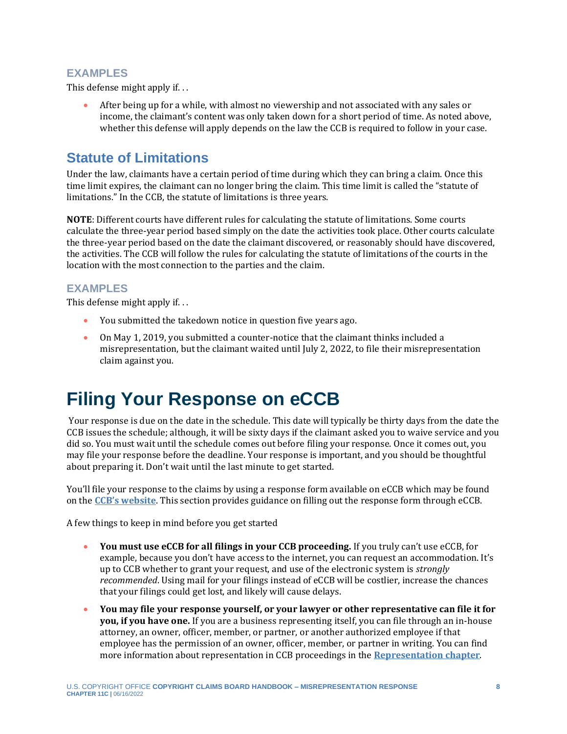### EXAMPLES

This defense might apply if. . .

- After being up for a while, with almost no viewership and not associated with any sales or income, the claimant's content was only taken down for a short period of time. As noted above, whether this defense will apply depends on the law the CCB is required to follow in your case.

## Statute of Limitations

Under the law, claimants have a certain period of time during which they can bring a claim. Once this time limit expires, the claimant can no longer bring the claim. This time limit is called the "statute of limitations." In the CCB, the statute of limitations is three years.

**NOTE**: Different courts have different rules for calculating the statute of limitations. Some courts calculate the three-year period based simply on the date the activities took place. Other courts calculate the three-year period based on the date the claimant discovered, or reasonably should have discovered, the activities. The CCB will follow the rules for calculating the statute of limitations of the courts in the location with the most connection to the parties and the claim.

### EXAMPLES

This defense might apply if. . .

- You submitted the takedown notice in question five years ago.
- On May 1, 2019, you submitted a counter-notice that the claimant thinks included a misrepresentation, but the claimant waited until July 2, 2022, to file their misrepresentation claim against you.

# Filing Your Response on eCCB

Your response is due on the date in the schedule. This date will typically be thirty days from the date the CCB issues the schedule; although, it will be sixty days if the claimant asked you to waive service and you did so. You must wait until the schedule comes out before filing your response. Once it comes out, you may file your response before the deadline. Your response is important, and you should be thoughtful about preparing it. Don't wait until the last minute to get started.

You'll file your response to the claims by using a response form available on eCCB which may be found on the **CCB's website**. This section provides guidance on filling out the response form through eCCB.

A few things to keep in mind before you get started

- **You must use eCCB for all filings in your CCB proceeding.** If you truly can't use eCCB, for example, because you don't have access to the internet, you can request an accommodation. It's up to CCB whether to grant your request, and use of the electronic system is *strongly recommended*. Using mail for your filings instead of eCCB will be costlier, increase the chances that your filings could get lost, and likely will cause delays.
- **You may file your response yourself, or your lawyer or other representative can file it for you, if you have one.** If you are a business representing itself, you can file through an in-house attorney, an owner, officer, member, or partner, or another authorized employee if that employee has the permission of an owner, officer, member, or partner in writing. You can find more information about representation in CCB proceedings in the **Representation chapter**.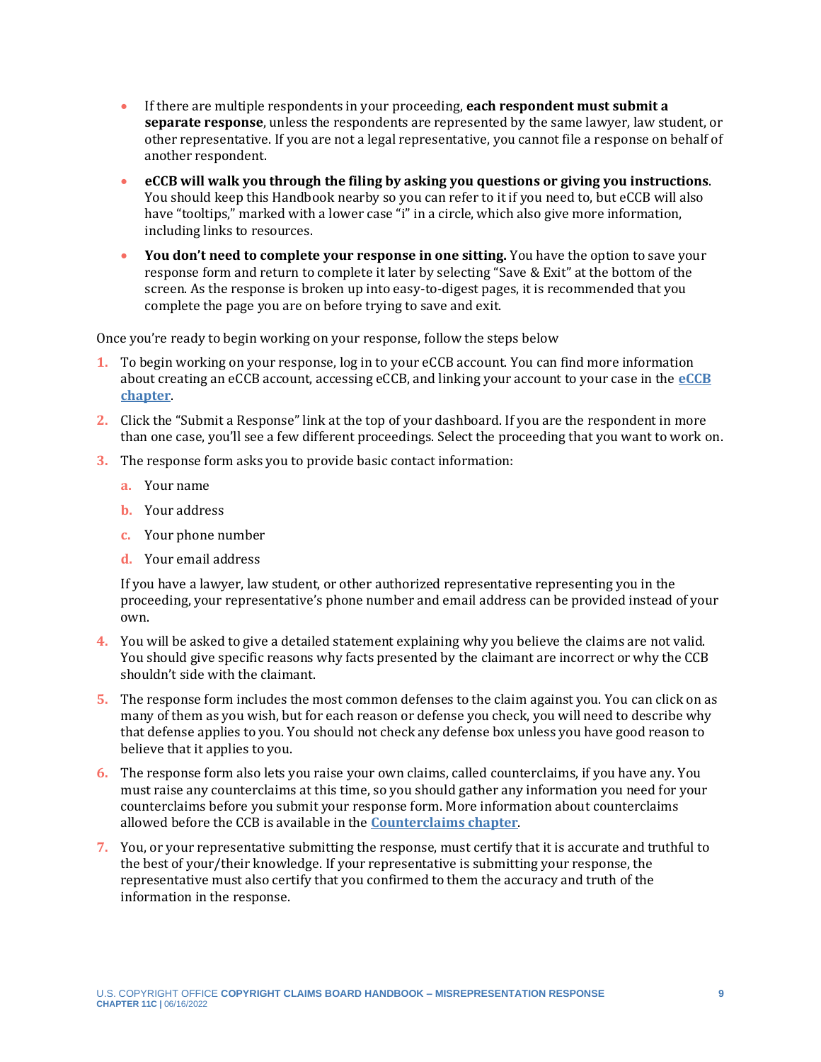- If there are multiple respondents in your proceeding, **each respondent must submit a separate response**, unless the respondents are represented by the same lawyer, law student, or other representative. If you are not a legal representative, you cannot file a response on behalf of another respondent.
- **eCCB will walk you through the filing by asking you questions or giving you instructions**. You should keep this Handbook nearby so you can refer to it if you need to, but eCCB will also have "tooltips," marked with a lower case "i" in a circle, which also give more information, including links to resources.
- **You don't need to complete your response in one sitting.** You have the option to save your response form and return to complete it later by selecting "Save & Exit" at the bottom of the screen. As the response is broken up into easy-to-digest pages, it is recommended that you complete the page you are on before trying to save and exit.

Once you're ready to begin working on your response, follow the steps below

1. To begin working on your response, log in to your eCCB account. You can find more information about creating an eCCB account, accessing eCCB, and linking your account to your case in the **eCCB chapter**.
2. Click the "Submit a Response" link at the top of your dashboard. If you are the respondent in more than one case, you'll see a few different proceedings. Select the proceeding that you want to work on.
3. The response form asks you to provide basic contact information:
   a. Your name
   b. Your address
   c. Your phone number
   d. Your email address

   If you have a lawyer, law student, or other authorized representative representing you in the proceeding, your representative's phone number and email address can be provided instead of your own.
4. You will be asked to give a detailed statement explaining why you believe the claims are not valid. You should give specific reasons why facts presented by the claimant are incorrect or why the CCB shouldn't side with the claimant.
5. The response form includes the most common defenses to the claim against you. You can click on as many of them as you wish, but for each reason or defense you check, you will need to describe why that defense applies to you. You should not check any defense box unless you have good reason to believe that it applies to you.
6. The response form also lets you raise your own claims, called counterclaims, if you have any. You must raise any counterclaims at this time, so you should gather any information you need for your counterclaims before you submit your response form. More information about counterclaims allowed before the CCB is available in the **Counterclaims chapter**.
7. You, or your representative submitting the response, must certify that it is accurate and truthful to the best of your/their knowledge. If your representative is submitting your response, the representative must also certify that you confirmed to them the accuracy and truth of the information in the response.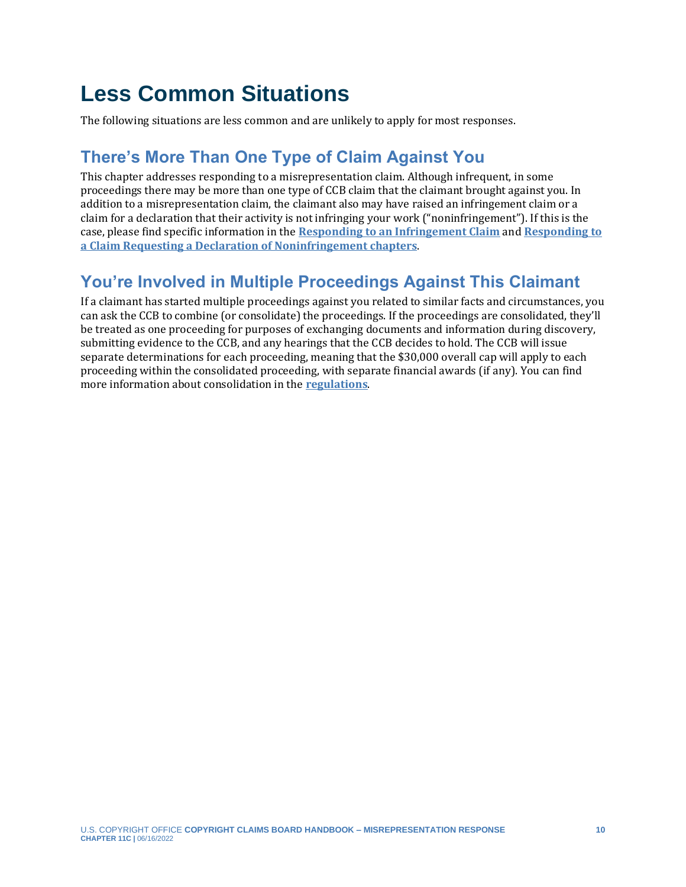# Less Common Situations

The following situations are less common and are unlikely to apply for most responses.

## There's More Than One Type of Claim Against You

This chapter addresses responding to a misrepresentation claim. Although infrequent, in some proceedings there may be more than one type of CCB claim that the claimant brought against you. In addition to a misrepresentation claim, the claimant also may have raised an infringement claim or a claim for a declaration that their activity is not infringing your work ("noninfringement"). If this is the case, please find specific information in the **Responding to an Infringement Claim** and **Responding to a Claim Requesting a Declaration of Noninfringement chapters**.

## You're Involved in Multiple Proceedings Against This Claimant

If a claimant has started multiple proceedings against you related to similar facts and circumstances, you can ask the CCB to combine (or consolidate) the proceedings. If the proceedings are consolidated, they'll be treated as one proceeding for purposes of exchanging documents and information during discovery, submitting evidence to the CCB, and any hearings that the CCB decides to hold. The CCB will issue separate determinations for each proceeding, meaning that the $30,000 overall cap will apply to each proceeding within the consolidated proceeding, with separate financial awards (if any). You can find more information about consolidation in the **regulations**.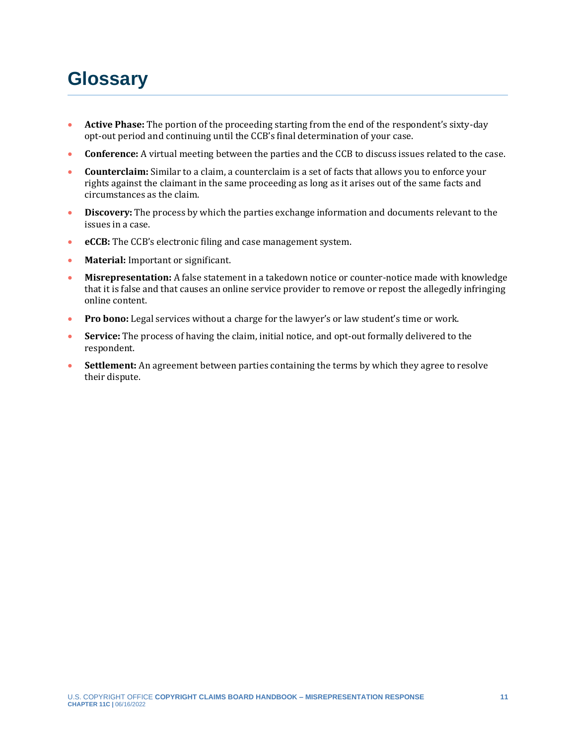# Glossary

- **Active Phase:** The portion of the proceeding starting from the end of the respondent's sixty-day opt-out period and continuing until the CCB's final determination of your case.
- **Conference:** A virtual meeting between the parties and the CCB to discuss issues related to the case.
- **Counterclaim:** Similar to a claim, a counterclaim is a set of facts that allows you to enforce your rights against the claimant in the same proceeding as long as it arises out of the same facts and circumstances as the claim.
- **Discovery:** The process by which the parties exchange information and documents relevant to the issues in a case.
- **eCCB:** The CCB's electronic filing and case management system.
- **Material:** Important or significant.
- **Misrepresentation:** A false statement in a takedown notice or counter-notice made with knowledge that it is false and that causes an online service provider to remove or repost the allegedly infringing online content.
- **Pro bono:** Legal services without a charge for the lawyer's or law student's time or work.
- **Service:** The process of having the claim, initial notice, and opt-out formally delivered to the respondent.
- **Settlement:** An agreement between parties containing the terms by which they agree to resolve their dispute.